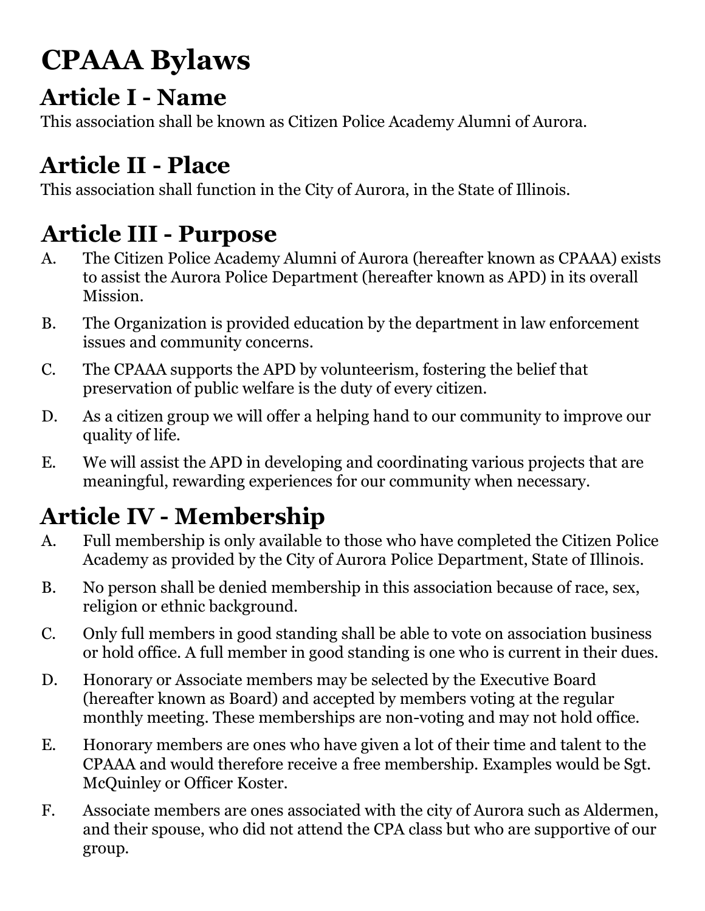# CPAAA Bylaws

## Article I - Name

This association shall be known as Citizen Police Academy Alumni of Aurora.

## Article II - Place

This association shall function in the City of Aurora, in the State of Illinois.

## Article III - Purpose

A. The Citizen Police Academy Alumni of Aurora (hereafter known as CPAAA) exists to assist the Aurora Police Department (hereafter known as APD) in its overall Mission.

B. The Organization is provided education by the department in law enforcement issues and community concerns.

C. The CPAAA supports the APD by volunteerism, fostering the belief that preservation of public welfare is the duty of every citizen.

D. As a citizen group we will offer a helping hand to our community to improve our quality of life.

E. We will assist the APD in developing and coordinating various projects that are meaningful, rewarding experiences for our community when necessary.

## Article IV - Membership

A. Full membership is only available to those who have completed the Citizen Police Academy as provided by the City of Aurora Police Department, State of Illinois.

B. No person shall be denied membership in this association because of race, sex, religion or ethnic background.

C. Only full members in good standing shall be able to vote on association business or hold office. A full member in good standing is one who is current in their dues.

D. Honorary or Associate members may be selected by the Executive Board (hereafter known as Board) and accepted by members voting at the regular monthly meeting. These memberships are non-voting and may not hold office.

E. Honorary members are ones who have given a lot of their time and talent to the CPAAA and would therefore receive a free membership. Examples would be Sgt. McQuinley or Officer Koster.

F. Associate members are ones associated with the city of Aurora such as Aldermen, and their spouse, who did not attend the CPA class but who are supportive of our group.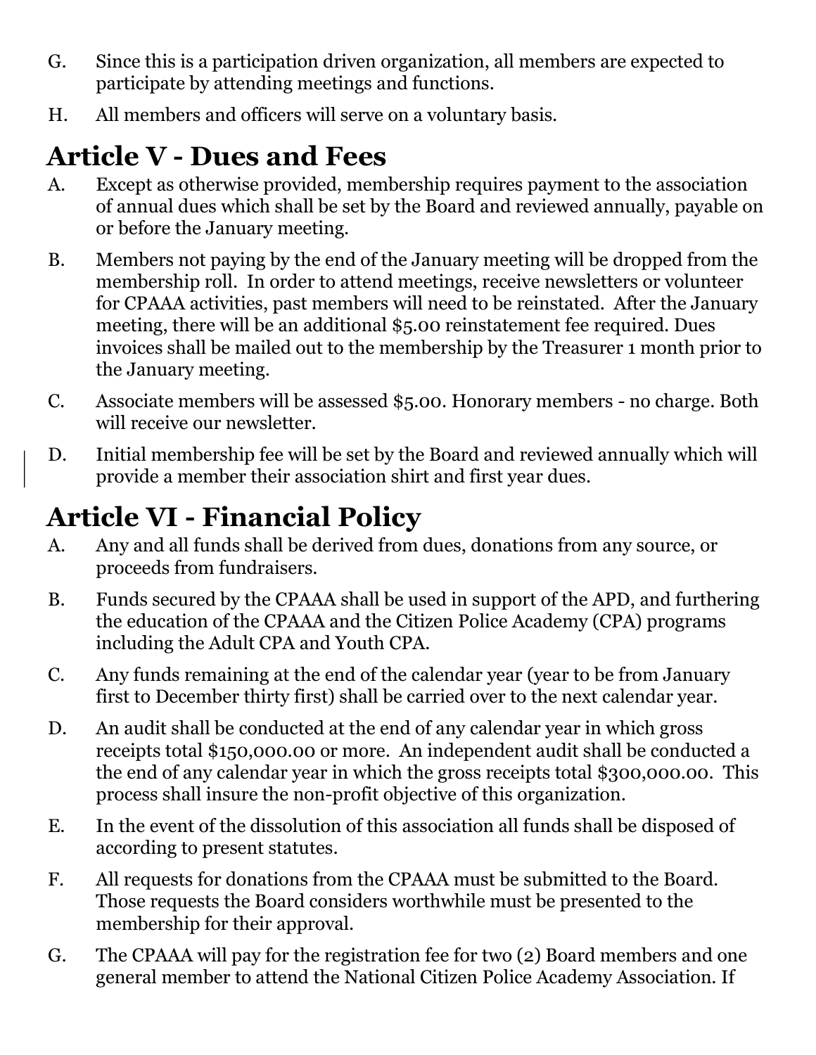G. Since this is a participation driven organization, all members are expected to participate by attending meetings and functions.

H. All members and officers will serve on a voluntary basis.

## Article V - Dues and Fees

A. Except as otherwise provided, membership requires payment to the association of annual dues which shall be set by the Board and reviewed annually, payable on or before the January meeting.

B. Members not paying by the end of the January meeting will be dropped from the membership roll. In order to attend meetings, receive newsletters or volunteer for CPAAA activities, past members will need to be reinstated. After the January meeting, there will be an additional $5.00 reinstatement fee required. Dues invoices shall be mailed out to the membership by the Treasurer 1 month prior to the January meeting.

C. Associate members will be assessed $5.00. Honorary members - no charge. Both will receive our newsletter.

D. Initial membership fee will be set by the Board and reviewed annually which will provide a member their association shirt and first year dues.

## Article VI - Financial Policy

A. Any and all funds shall be derived from dues, donations from any source, or proceeds from fundraisers.

B. Funds secured by the CPAAA shall be used in support of the APD, and furthering the education of the CPAAA and the Citizen Police Academy (CPA) programs including the Adult CPA and Youth CPA.

C. Any funds remaining at the end of the calendar year (year to be from January first to December thirty first) shall be carried over to the next calendar year.

D. An audit shall be conducted at the end of any calendar year in which gross receipts total $150,000.00 or more. An independent audit shall be conducted a the end of any calendar year in which the gross receipts total $300,000.00. This process shall insure the non-profit objective of this organization.

E. In the event of the dissolution of this association all funds shall be disposed of according to present statutes.

F. All requests for donations from the CPAAA must be submitted to the Board. Those requests the Board considers worthwhile must be presented to the membership for their approval.

G. The CPAAA will pay for the registration fee for two (2) Board members and one general member to attend the National Citizen Police Academy Association. If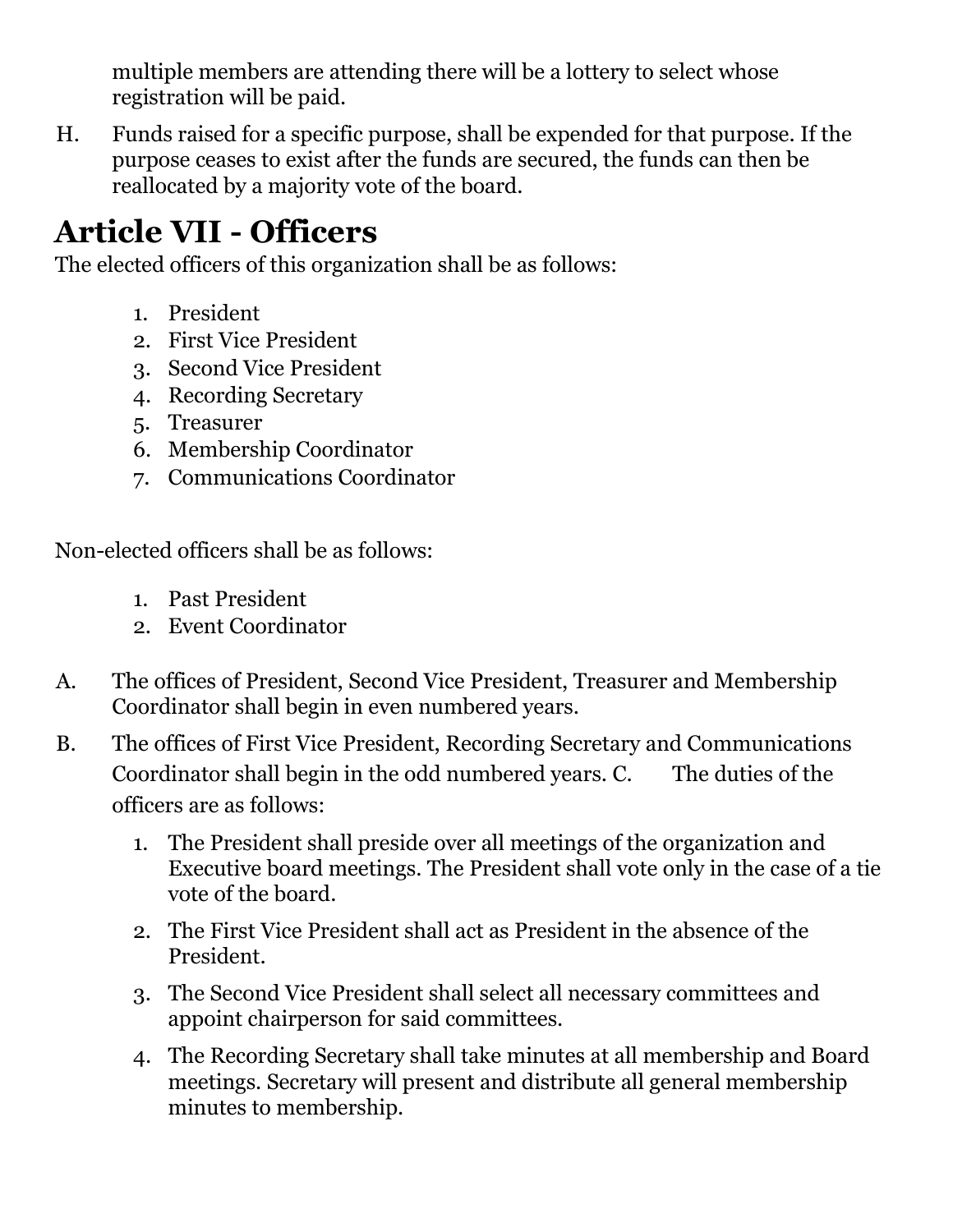multiple members are attending there will be a lottery to select whose registration will be paid.

H. Funds raised for a specific purpose, shall be expended for that purpose. If the purpose ceases to exist after the funds are secured, the funds can then be reallocated by a majority vote of the board.

# Article VII - Officers

The elected officers of this organization shall be as follows:

1. President
2. First Vice President
3. Second Vice President
4. Recording Secretary
5. Treasurer
6. Membership Coordinator
7. Communications Coordinator

Non-elected officers shall be as follows:

1. Past President
2. Event Coordinator

A. The offices of President, Second Vice President, Treasurer and Membership Coordinator shall begin in even numbered years.

B. The offices of First Vice President, Recording Secretary and Communications Coordinator shall begin in the odd numbered years. C. The duties of the officers are as follows:

1. The President shall preside over all meetings of the organization and Executive board meetings. The President shall vote only in the case of a tie vote of the board.
2. The First Vice President shall act as President in the absence of the President.
3. The Second Vice President shall select all necessary committees and appoint chairperson for said committees.
4. The Recording Secretary shall take minutes at all membership and Board meetings. Secretary will present and distribute all general membership minutes to membership.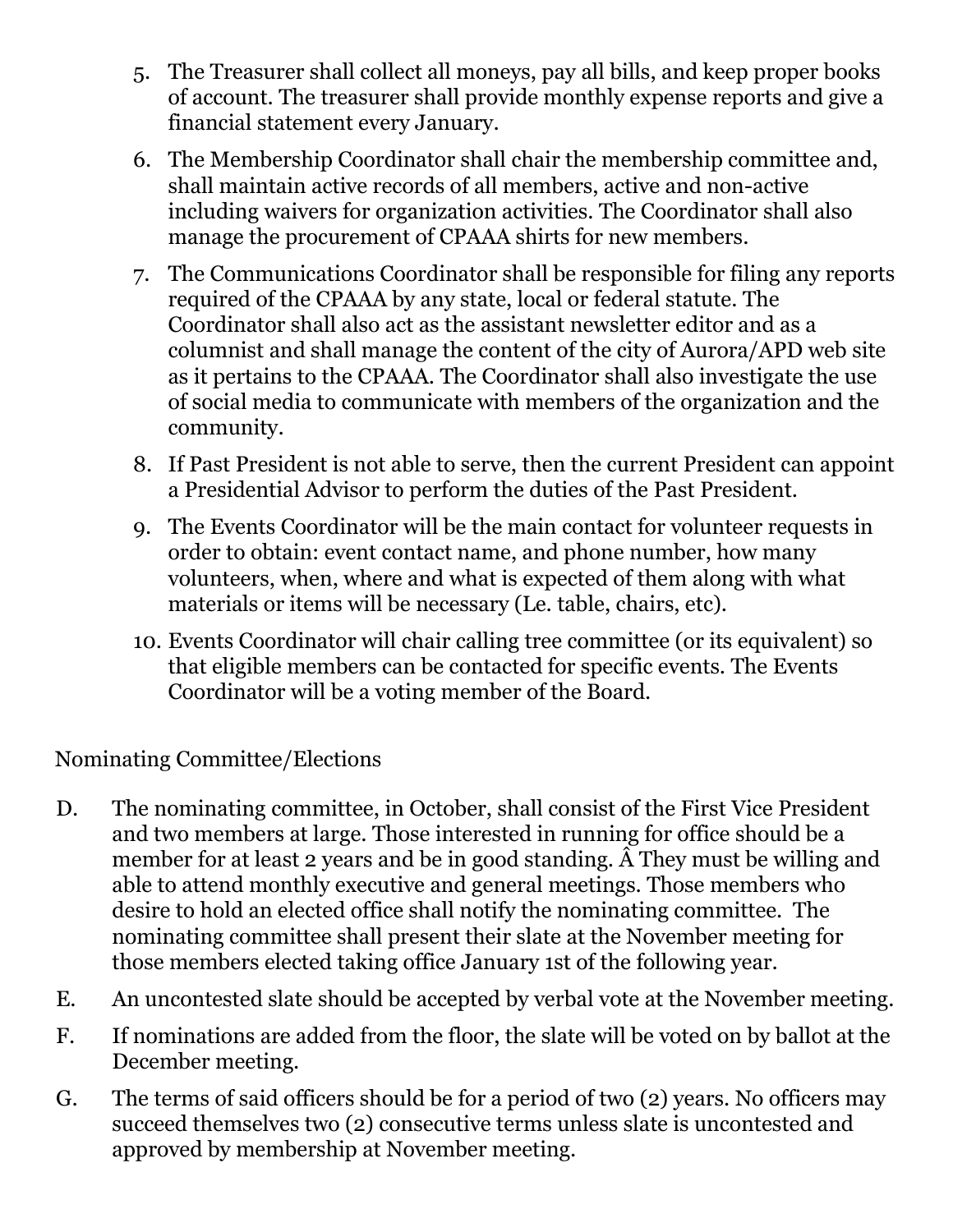5. The Treasurer shall collect all moneys, pay all bills, and keep proper books of account. The treasurer shall provide monthly expense reports and give a financial statement every January.
6. The Membership Coordinator shall chair the membership committee and, shall maintain active records of all members, active and non-active including waivers for organization activities. The Coordinator shall also manage the procurement of CPAAA shirts for new members.
7. The Communications Coordinator shall be responsible for filing any reports required of the CPAAA by any state, local or federal statute. The Coordinator shall also act as the assistant newsletter editor and as a columnist and shall manage the content of the city of Aurora/APD web site as it pertains to the CPAAA. The Coordinator shall also investigate the use of social media to communicate with members of the organization and the community.
8. If Past President is not able to serve, then the current President can appoint a Presidential Advisor to perform the duties of the Past President.
9. The Events Coordinator will be the main contact for volunteer requests in order to obtain: event contact name, and phone number, how many volunteers, when, where and what is expected of them along with what materials or items will be necessary (Le. table, chairs, etc).
10. Events Coordinator will chair calling tree committee (or its equivalent) so that eligible members can be contacted for specific events. The Events Coordinator will be a voting member of the Board.

Nominating Committee/Elections

D. The nominating committee, in October, shall consist of the First Vice President and two members at large. Those interested in running for office should be a member for at least 2 years and be in good standing. Â They must be willing and able to attend monthly executive and general meetings. Those members who desire to hold an elected office shall notify the nominating committee. The nominating committee shall present their slate at the November meeting for those members elected taking office January 1st of the following year.

E. An uncontested slate should be accepted by verbal vote at the November meeting.

F. If nominations are added from the floor, the slate will be voted on by ballot at the December meeting.

G. The terms of said officers should be for a period of two (2) years. No officers may succeed themselves two (2) consecutive terms unless slate is uncontested and approved by membership at November meeting.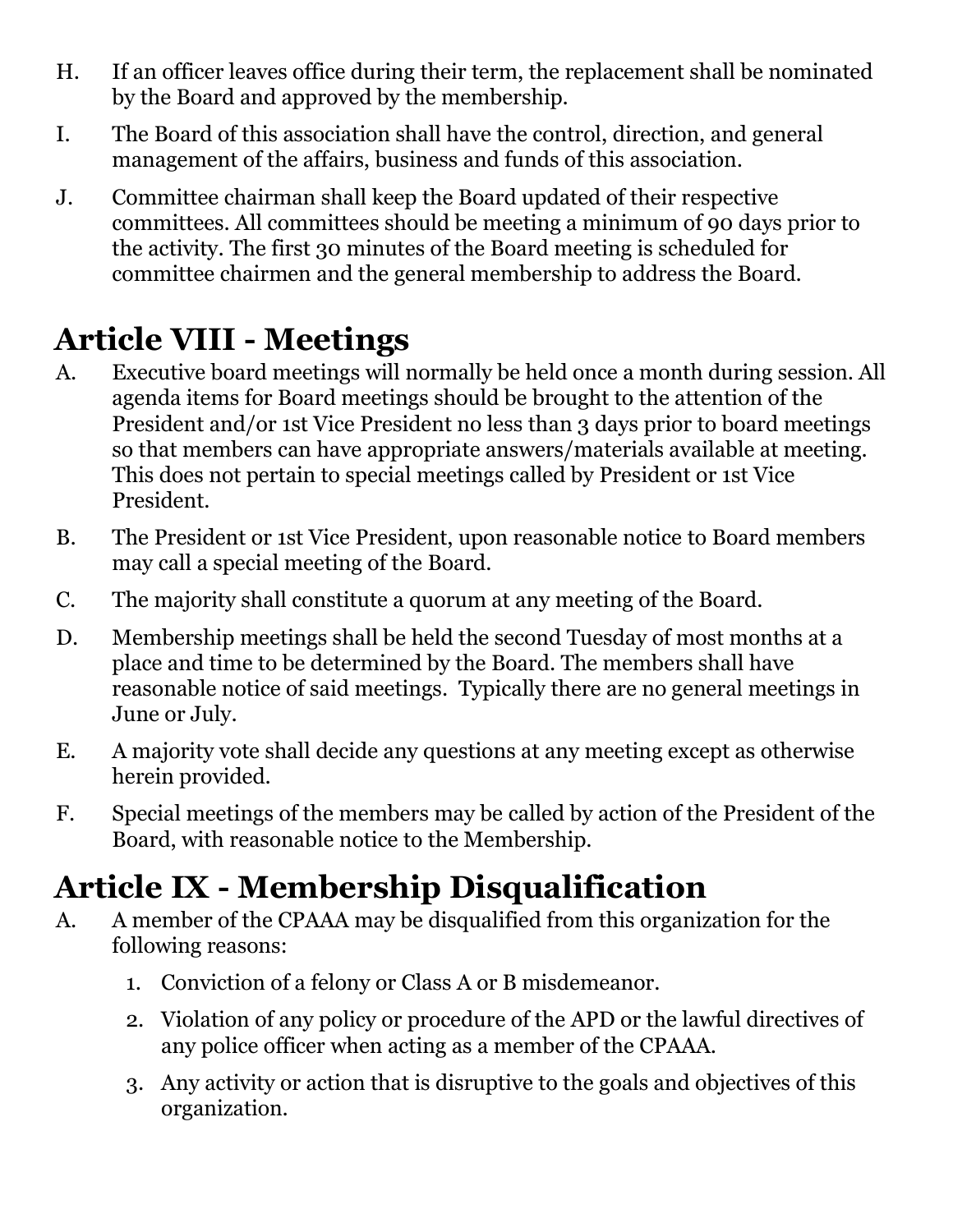H. If an officer leaves office during their term, the replacement shall be nominated by the Board and approved by the membership.

I. The Board of this association shall have the control, direction, and general management of the affairs, business and funds of this association.

J. Committee chairman shall keep the Board updated of their respective committees. All committees should be meeting a minimum of 90 days prior to the activity. The first 30 minutes of the Board meeting is scheduled for committee chairmen and the general membership to address the Board.

## Article VIII - Meetings

A. Executive board meetings will normally be held once a month during session. All agenda items for Board meetings should be brought to the attention of the President and/or 1st Vice President no less than 3 days prior to board meetings so that members can have appropriate answers/materials available at meeting. This does not pertain to special meetings called by President or 1st Vice President.

B. The President or 1st Vice President, upon reasonable notice to Board members may call a special meeting of the Board.

C. The majority shall constitute a quorum at any meeting of the Board.

D. Membership meetings shall be held the second Tuesday of most months at a place and time to be determined by the Board. The members shall have reasonable notice of said meetings. Typically there are no general meetings in June or July.

E. A majority vote shall decide any questions at any meeting except as otherwise herein provided.

F. Special meetings of the members may be called by action of the President of the Board, with reasonable notice to the Membership.

## Article IX - Membership Disqualification

A. A member of the CPAAA may be disqualified from this organization for the following reasons:

1. Conviction of a felony or Class A or B misdemeanor.
2. Violation of any policy or procedure of the APD or the lawful directives of any police officer when acting as a member of the CPAAA.
3. Any activity or action that is disruptive to the goals and objectives of this organization.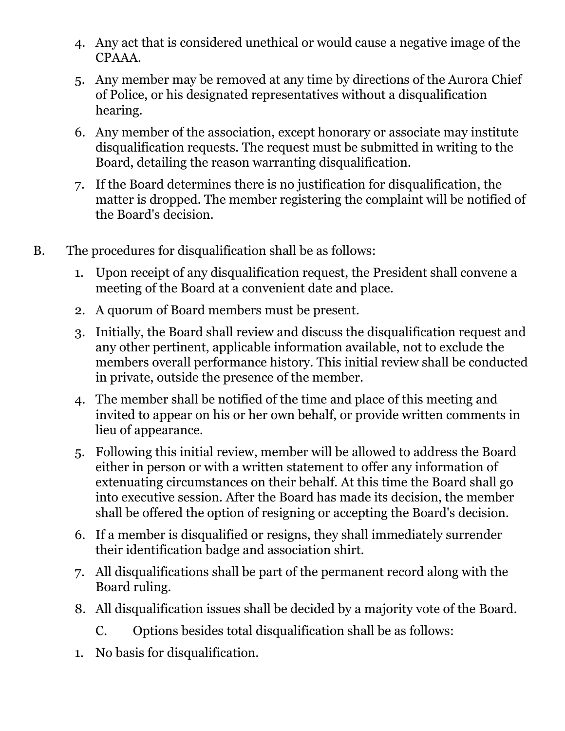4. Any act that is considered unethical or would cause a negative image of the CPAAA.
5. Any member may be removed at any time by directions of the Aurora Chief of Police, or his designated representatives without a disqualification hearing.
6. Any member of the association, except honorary or associate may institute disqualification requests. The request must be submitted in writing to the Board, detailing the reason warranting disqualification.
7. If the Board determines there is no justification for disqualification, the matter is dropped. The member registering the complaint will be notified of the Board's decision.

B. The procedures for disqualification shall be as follows:

1. Upon receipt of any disqualification request, the President shall convene a meeting of the Board at a convenient date and place.
2. A quorum of Board members must be present.
3. Initially, the Board shall review and discuss the disqualification request and any other pertinent, applicable information available, not to exclude the members overall performance history. This initial review shall be conducted in private, outside the presence of the member.
4. The member shall be notified of the time and place of this meeting and invited to appear on his or her own behalf, or provide written comments in lieu of appearance.
5. Following this initial review, member will be allowed to address the Board either in person or with a written statement to offer any information of extenuating circumstances on their behalf. At this time the Board shall go into executive session. After the Board has made its decision, the member shall be offered the option of resigning or accepting the Board's decision.
6. If a member is disqualified or resigns, they shall immediately surrender their identification badge and association shirt.
7. All disqualifications shall be part of the permanent record along with the Board ruling.
8. All disqualification issues shall be decided by a majority vote of the Board.

C. Options besides total disqualification shall be as follows:

1. No basis for disqualification.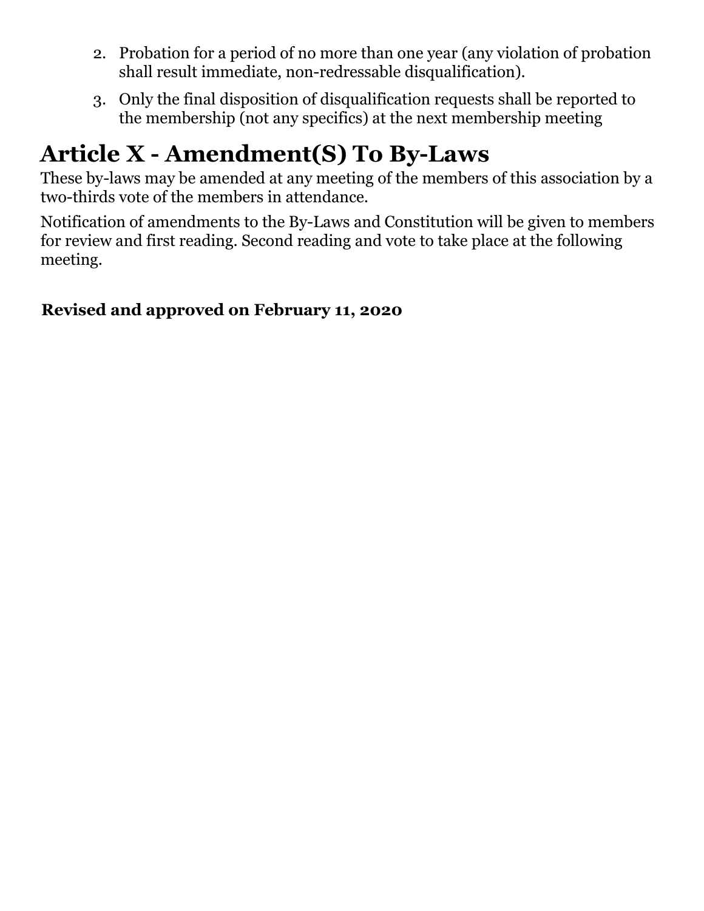2. Probation for a period of no more than one year (any violation of probation shall result immediate, non-redressable disqualification).
3. Only the final disposition of disqualification requests shall be reported to the membership (not any specifics) at the next membership meeting

# Article X - Amendment(S) To By-Laws

These by-laws may be amended at any meeting of the members of this association by a two-thirds vote of the members in attendance.

Notification of amendments to the By-Laws and Constitution will be given to members for review and first reading. Second reading and vote to take place at the following meeting.

**Revised and approved on February 11, 2020**